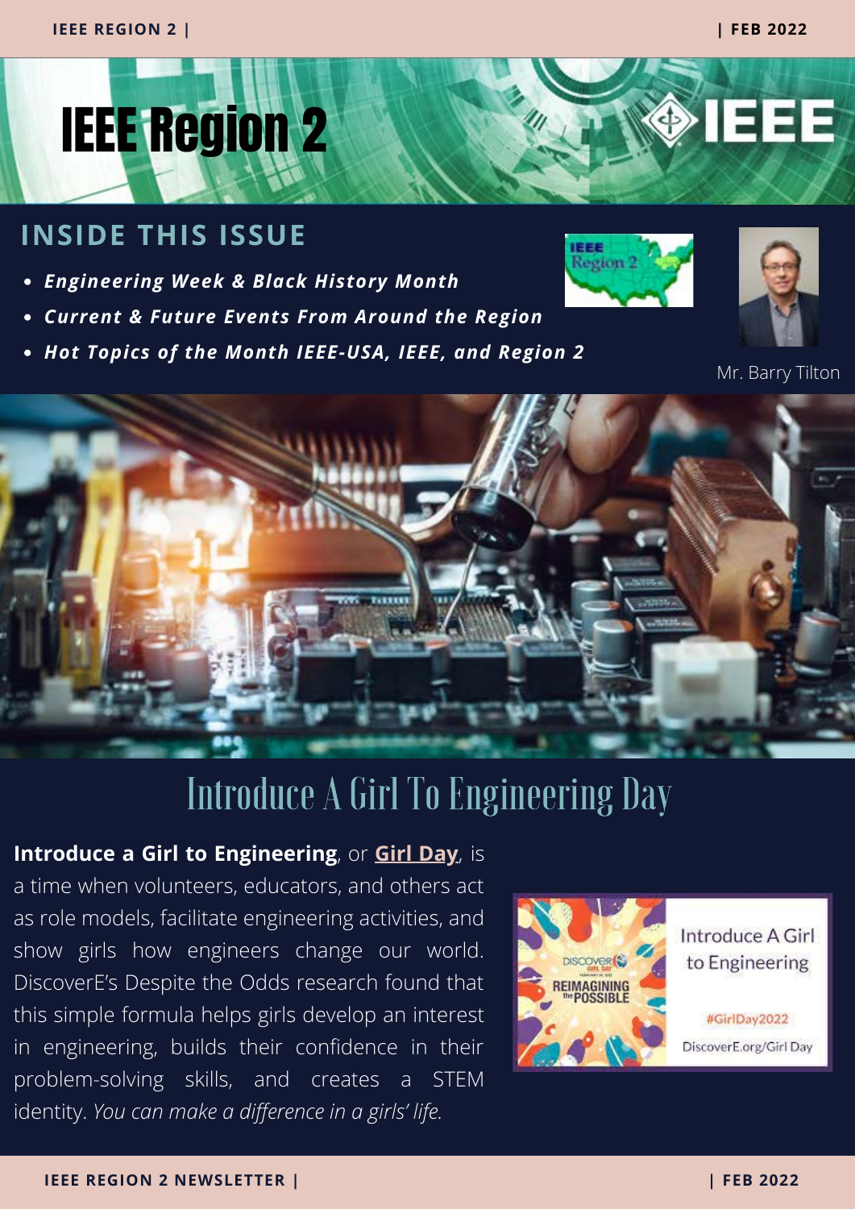# IEEE Region 2

## INSIDE THIS ISSUE

- ***Engineering Week & Black History Month***
- ***Current & Future Events From Around the Region***
- ***Hot Topics of the Month IEEE-USA, IEEE, and Region 2***

Mr. Barry Tilton

## Introduce A Girl To Engineering Day

**Introduce a Girl to Engineering**, or **Girl Day**, is a time when volunteers, educators, and others act as role models, facilitate engineering activities, and show girls how engineers change our world. DiscoverE's Despite the Odds research found that this simple formula helps girls develop an interest in engineering, builds their confidence in their problem-solving skills, and creates a STEM identity. *You can make a difference in a girls' life.*

Introduce A Girl to Engineering

#GirlDay2022

DiscoverE.org/Girl Day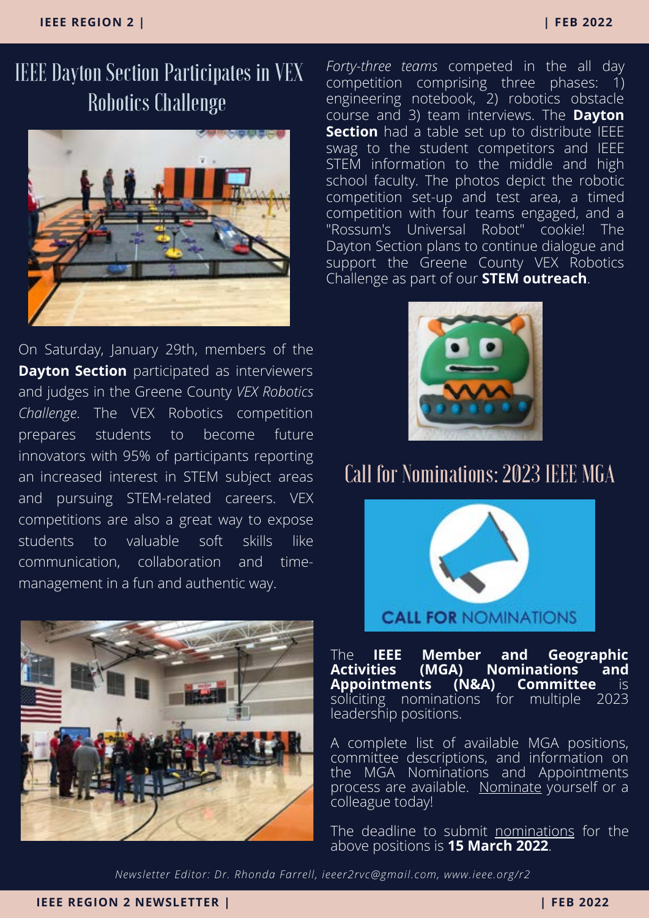## IEEE Dayton Section Participates in VEX Robotics Challenge

On Saturday, January 29th, members of the **Dayton Section** participated as interviewers and judges in the Greene County *VEX Robotics Challenge*. The VEX Robotics competition prepares students to become future innovators with 95% of participants reporting an increased interest in STEM subject areas and pursuing STEM-related careers. VEX competitions are also a great way to expose students to valuable soft skills like communication, collaboration and time-management in a fun and authentic way.

*Forty-three teams* competed in the all day competition comprising three phases: 1) engineering notebook, 2) robotics obstacle course and 3) team interviews. The **Dayton Section** had a table set up to distribute IEEE swag to the student competitors and IEEE STEM information to the middle and high school faculty. The photos depict the robotic competition set-up and test area, a timed competition with four teams engaged, and a "Rossum's Universal Robot" cookie! The Dayton Section plans to continue dialogue and support the Greene County VEX Robotics Challenge as part of our **STEM outreach**.

## Call for Nominations: 2023 IEEE MGA

The **IEEE Member and Geographic Activities (MGA) Nominations and Appointments (N&A) Committee** is soliciting nominations for multiple 2023 leadership positions.

A complete list of available MGA positions, committee descriptions, and information on the MGA Nominations and Appointments process are available. Nominate yourself or a colleague today!

The deadline to submit nominations for the above positions is **15 March 2022**.

*Newsletter Editor: Dr. Rhonda Farrell, ieeer2rvc@gmail.com, www.ieee.org/r2*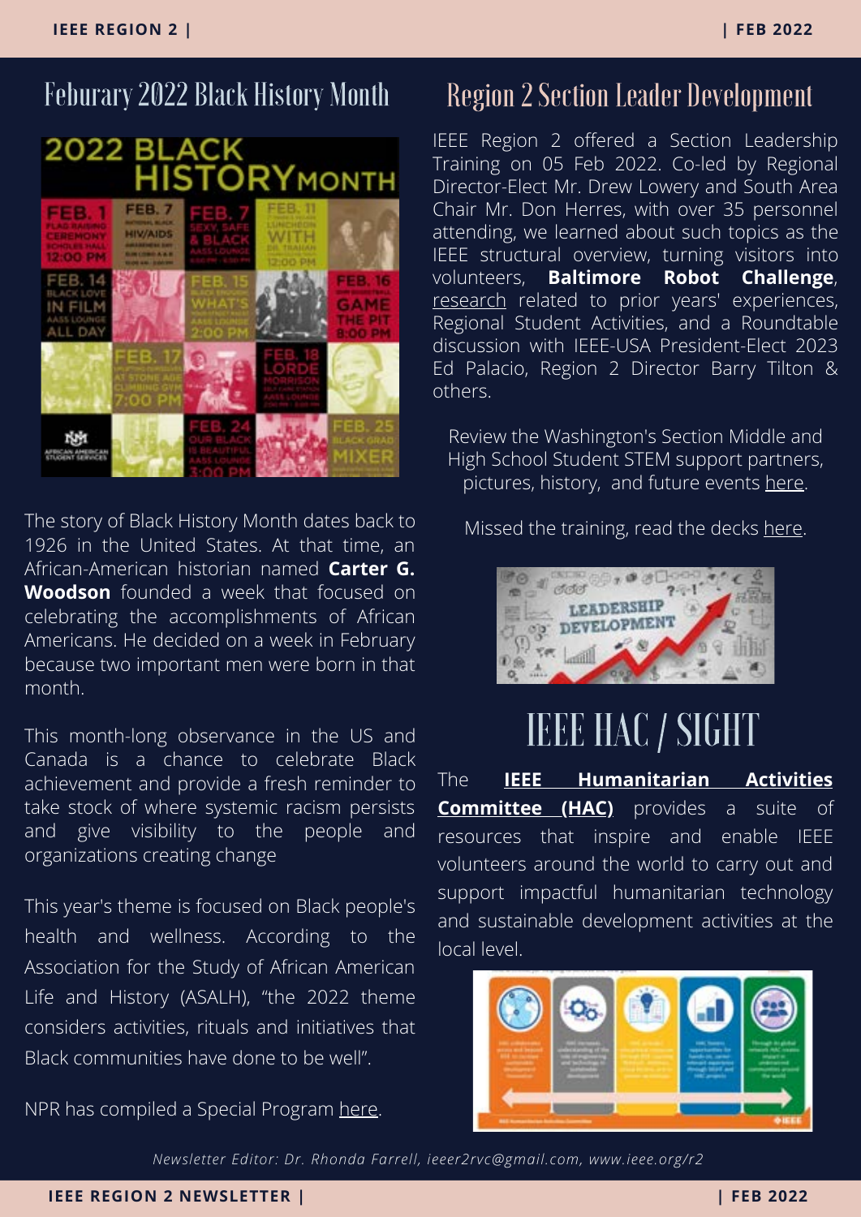## Feburary 2022 Black History Month

The story of Black History Month dates back to 1926 in the United States. At that time, an African-American historian named **Carter G. Woodson** founded a week that focused on celebrating the accomplishments of African Americans. He decided on a week in February because two important men were born in that month.

This month-long observance in the US and Canada is a chance to celebrate Black achievement and provide a fresh reminder to take stock of where systemic racism persists and give visibility to the people and organizations creating change

This year's theme is focused on Black people's health and wellness. According to the Association for the Study of African American Life and History (ASALH), "the 2022 theme considers activities, rituals and initiatives that Black communities have done to be well".

NPR has compiled a Special Program here.

## Region 2 Section Leader Development

IEEE Region 2 offered a Section Leadership Training on 05 Feb 2022. Co-led by Regional Director-Elect Mr. Drew Lowery and South Area Chair Mr. Don Herres, with over 35 personnel attending, we learned about such topics as the IEEE structural overview, turning visitors into volunteers, **Baltimore Robot Challenge**, research related to prior years' experiences, Regional Student Activities, and a Roundtable discussion with IEEE-USA President-Elect 2023 Ed Palacio, Region 2 Director Barry Tilton & others.

Review the Washington's Section Middle and High School Student STEM support partners, pictures, history, and future events here.

Missed the training, read the decks here.

## IEEE HAC / SIGHT

The **IEEE Humanitarian Activities Committee (HAC)** provides a suite of resources that inspire and enable IEEE volunteers around the world to carry out and support impactful humanitarian technology and sustainable development activities at the local level.

*Newsletter Editor: Dr. Rhonda Farrell, ieeer2rvc@gmail.com, www.ieee.org/r2*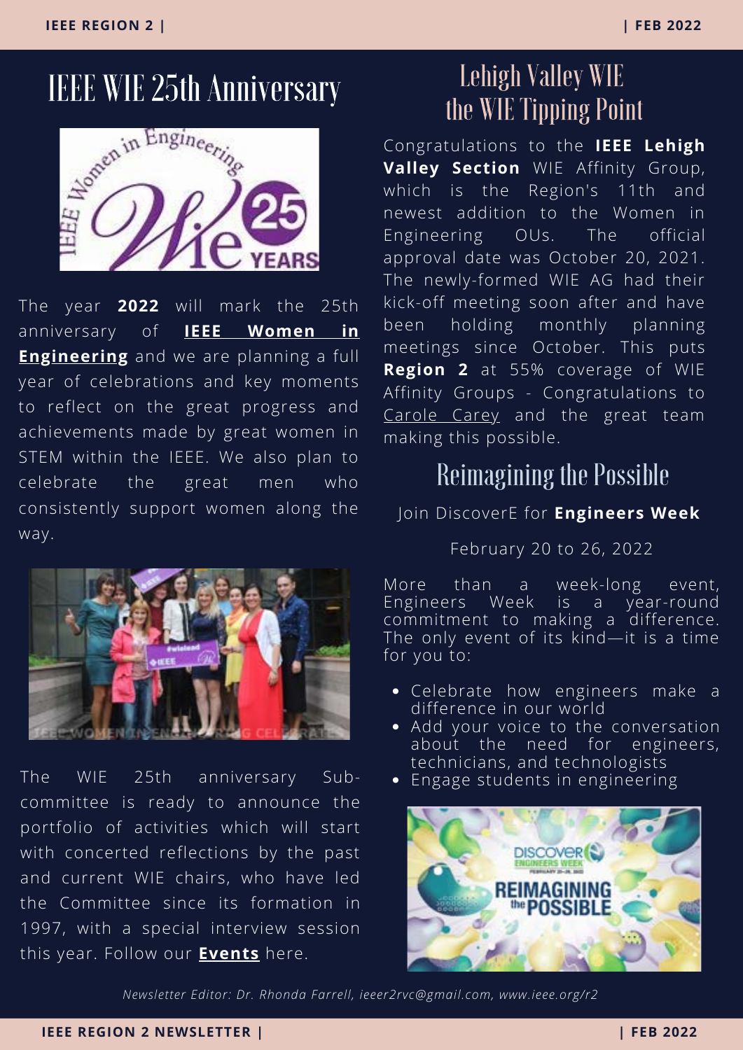# IEEE WIE 25th Anniversary

The year **2022** will mark the 25th anniversary of **IEEE Women in Engineering** and we are planning a full year of celebrations and key moments to reflect on the great progress and achievements made by great women in STEM within the IEEE. We also plan to celebrate the great men who consistently support women along the way.

The WIE 25th anniversary Sub-committee is ready to announce the portfolio of activities which will start with concerted reflections by the past and current WIE chairs, who have led the Committee since its formation in 1997, with a special interview session this year. Follow our **Events** here.

# Lehigh Valley WIE the WIE Tipping Point

Congratulations to the **IEEE Lehigh Valley Section** WIE Affinity Group, which is the Region's 11th and newest addition to the Women in Engineering OUs. The official approval date was October 20, 2021. The newly-formed WIE AG had their kick-off meeting soon after and have been holding monthly planning meetings since October. This puts **Region 2** at 55% coverage of WIE Affinity Groups - Congratulations to Carole Carey and the great team making this possible.

# Reimagining the Possible

Join DiscoverE for **Engineers Week**

February 20 to 26, 2022

More than a week-long event, Engineers Week is a year-round commitment to making a difference. The only event of its kind—it is a time for you to:

- Celebrate how engineers make a difference in our world
- Add your voice to the conversation about the need for engineers, technicians, and technologists
- Engage students in engineering

*Newsletter Editor: Dr. Rhonda Farrell, ieeer2rvc@gmail.com, www.ieee.org/r2*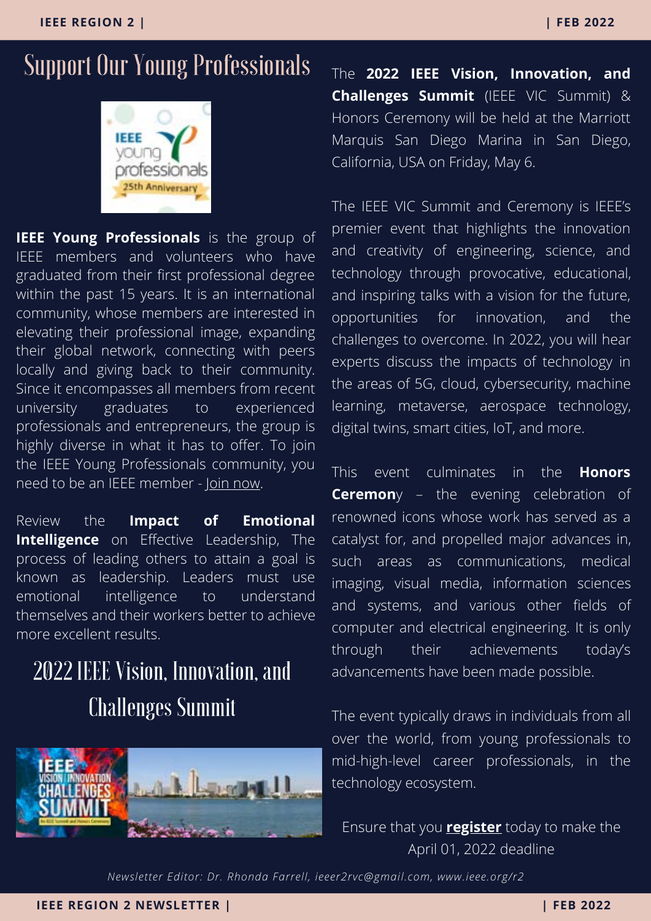# Support Our Young Professionals

**IEEE Young Professionals** is the group of IEEE members and volunteers who have graduated from their first professional degree within the past 15 years. It is an international community, whose members are interested in elevating their professional image, expanding their global network, connecting with peers locally and giving back to their community. Since it encompasses all members from recent university graduates to experienced professionals and entrepreneurs, the group is highly diverse in what it has to offer. To join the IEEE Young Professionals community, you need to be an IEEE member - Join now.

Review the **Impact of Emotional Intelligence** on Effective Leadership, The process of leading others to attain a goal is known as leadership. Leaders must use emotional intelligence to understand themselves and their workers better to achieve more excellent results.

# 2022 IEEE Vision, Innovation, and Challenges Summit

The **2022 IEEE Vision, Innovation, and Challenges Summit** (IEEE VIC Summit) & Honors Ceremony will be held at the Marriott Marquis San Diego Marina in San Diego, California, USA on Friday, May 6.

The IEEE VIC Summit and Ceremony is IEEE's premier event that highlights the innovation and creativity of engineering, science, and technology through provocative, educational, and inspiring talks with a vision for the future, opportunities for innovation, and the challenges to overcome. In 2022, you will hear experts discuss the impacts of technology in the areas of 5G, cloud, cybersecurity, machine learning, metaverse, aerospace technology, digital twins, smart cities, IoT, and more.

This event culminates in the **Honors Ceremon**y – the evening celebration of renowned icons whose work has served as a catalyst for, and propelled major advances in, such areas as communications, medical imaging, visual media, information sciences and systems, and various other fields of computer and electrical engineering. It is only through their achievements today's advancements have been made possible.

The event typically draws in individuals from all over the world, from young professionals to mid-high-level career professionals, in the technology ecosystem.

Ensure that you **register** today to make the April 01, 2022 deadline

*Newsletter Editor: Dr. Rhonda Farrell, ieeer2rvc@gmail.com, www.ieee.org/r2*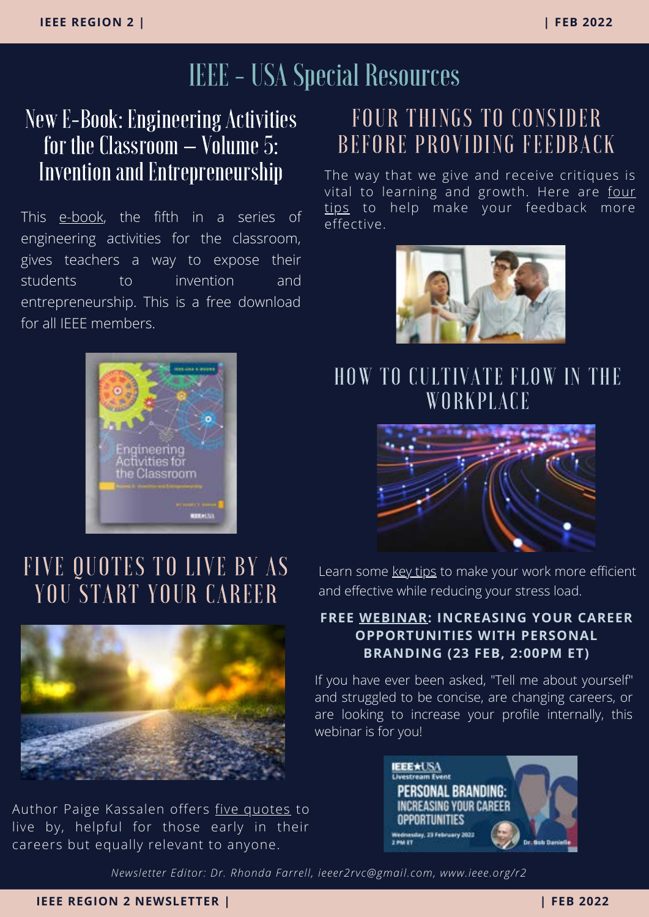# IEEE - USA Special Resources

## New E-Book: Engineering Activities for the Classroom – Volume 5: Invention and Entrepreneurship

This e-book, the fifth in a series of engineering activities for the classroom, gives teachers a way to expose their students to invention and entrepreneurship. This is a free download for all IEEE members.

## FIVE QUOTES TO LIVE BY AS YOU START YOUR CAREER

Author Paige Kassalen offers five quotes to live by, helpful for those early in their careers but equally relevant to anyone.

## FOUR THINGS TO CONSIDER BEFORE PROVIDING FEEDBACK

The way that we give and receive critiques is vital to learning and growth. Here are four tips to help make your feedback more effective.

## HOW TO CULTIVATE FLOW IN THE WORKPLACE

Learn some key tips to make your work more efficient and effective while reducing your stress load.

### FREE WEBINAR: INCREASING YOUR CAREER OPPORTUNITIES WITH PERSONAL BRANDING (23 FEB, 2:00PM ET)

If you have ever been asked, "Tell me about yourself" and struggled to be concise, are changing careers, or are looking to increase your profile internally, this webinar is for you!

*Newsletter Editor: Dr. Rhonda Farrell, ieeer2rvc@gmail.com, www.ieee.org/r2*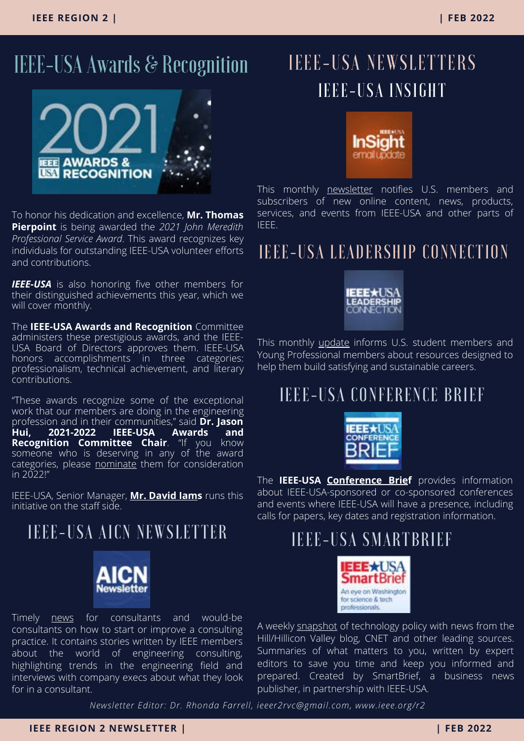# IEEE-USA Awards & Recognition

To honor his dedication and excellence, **Mr. Thomas Pierpoint** is being awarded the *2021 John Meredith Professional Service Award*. This award recognizes key individuals for outstanding IEEE-USA volunteer efforts and contributions.

***IEEE-USA*** is also honoring five other members for their distinguished achievements this year, which we will cover monthly.

The **IEEE-USA Awards and Recognition** Committee administers these prestigious awards, and the IEEE-USA Board of Directors approves them. IEEE-USA honors accomplishments in three categories: professionalism, technical achievement, and literary contributions.

"These awards recognize some of the exceptional work that our members are doing in the engineering profession and in their communities," said **Dr. Jason Hui, 2021-2022 IEEE-USA Awards and Recognition Committee Chair**. "If you know someone who is deserving in any of the award categories, please nominate them for consideration in 2022!"

IEEE-USA, Senior Manager, **Mr. David Iams** runs this initiative on the staff side.

## IEEE-USA AICN NEWSLETTER

Timely news for consultants and would-be consultants on how to start or improve a consulting practice. It contains stories written by IEEE members about the world of engineering consulting, highlighting trends in the engineering field and interviews with company execs about what they look for in a consultant.

# IEEE-USA NEWSLETTERS

## IEEE-USA INSIGHT

This monthly newsletter notifies U.S. members and subscribers of new online content, news, products, services, and events from IEEE-USA and other parts of IEEE.

## IEEE-USA LEADERSHIP CONNECTION

This monthly update informs U.S. student members and Young Professional members about resources designed to help them build satisfying and sustainable careers.

## IEEE-USA CONFERENCE BRIEF

The **IEEE-USA Conference Brief** provides information about IEEE-USA-sponsored or co-sponsored conferences and events where IEEE-USA will have a presence, including calls for papers, key dates and registration information.

## IEEE-USA SMARTBRIEF

A weekly snapshot of technology policy with news from the Hill/Hillicon Valley blog, CNET and other leading sources. Summaries of what matters to you, written by expert editors to save you time and keep you informed and prepared. Created by SmartBrief, a business news publisher, in partnership with IEEE-USA.

*Newsletter Editor: Dr. Rhonda Farrell, ieeer2rvc@gmail.com, www.ieee.org/r2*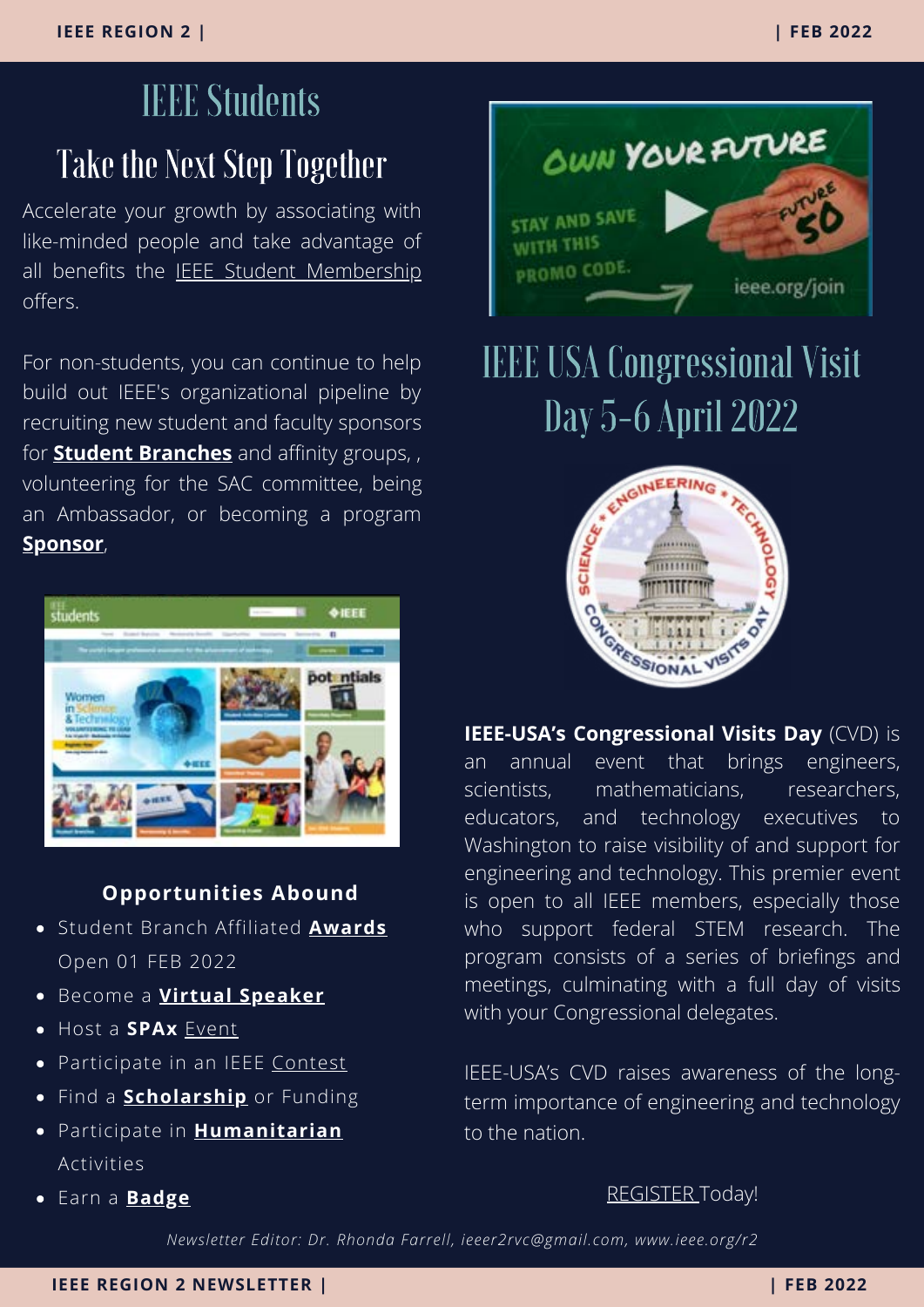# IEEE Students

## Take the Next Step Together

Accelerate your growth by associating with like-minded people and take advantage of all benefits the IEEE Student Membership offers.

For non-students, you can continue to help build out IEEE's organizational pipeline by recruiting new student and faculty sponsors for **Student Branches** and affinity groups, , volunteering for the SAC committee, being an Ambassador, or becoming a program **Sponsor**,

### Opportunities Abound

- Student Branch Affiliated **Awards** Open 01 FEB 2022
- Become a **Virtual Speaker**
- Host a **SPAx** Event
- Participate in an IEEE Contest
- Find a **Scholarship** or Funding
- Participate in **Humanitarian** Activities
- Earn a **Badge**

## IEEE USA Congressional Visit Day 5-6 April 2022

**IEEE-USA's Congressional Visits Day** (CVD) is an annual event that brings engineers, scientists, mathematicians, researchers, educators, and technology executives to Washington to raise visibility of and support for engineering and technology. This premier event is open to all IEEE members, especially those who support federal STEM research. The program consists of a series of briefings and meetings, culminating with a full day of visits with your Congressional delegates.

IEEE-USA's CVD raises awareness of the long-term importance of engineering and technology to the nation.

REGISTER Today!

*Newsletter Editor: Dr. Rhonda Farrell, ieeer2rvc@gmail.com, www.ieee.org/r2*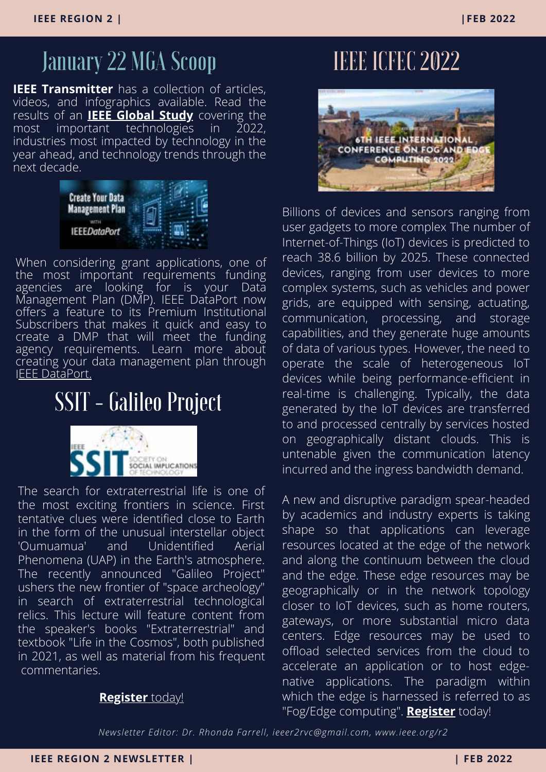# January 22 MGA Scoop

**IEEE Transmitter** has a collection of articles, videos, and infographics available. Read the results of an **IEEE Global Study** covering the most important technologies in 2022, industries most impacted by technology in the year ahead, and technology trends through the next decade.

When considering grant applications, one of the most important requirements funding agencies are looking for is your Data Management Plan (DMP). IEEE DataPort now offers a feature to its Premium Institutional Subscribers that makes it quick and easy to create a DMP that will meet the funding agency requirements. Learn more about creating your data management plan through IEEE DataPort.

# SSIT - Galileo Project

The search for extraterrestrial life is one of the most exciting frontiers in science. First tentative clues were identified close to Earth in the form of the unusual interstellar object 'Oumuamua' and Unidentified Aerial Phenomena (UAP) in the Earth's atmosphere. The recently announced "Galileo Project" ushers the new frontier of "space archeology" in search of extraterrestrial technological relics. This lecture will feature content from the speaker's books "Extraterrestrial" and textbook "Life in the Cosmos", both published in 2021, as well as material from his frequent commentaries.

**Register** today!

# IEEE ICFEC 2022

Billions of devices and sensors ranging from user gadgets to more complex The number of Internet-of-Things (IoT) devices is predicted to reach 38.6 billion by 2025. These connected devices, ranging from user devices to more complex systems, such as vehicles and power grids, are equipped with sensing, actuating, communication, processing, and storage capabilities, and they generate huge amounts of data of various types. However, the need to operate the scale of heterogeneous IoT devices while being performance-efficient in real-time is challenging. Typically, the data generated by the IoT devices are transferred to and processed centrally by services hosted on geographically distant clouds. This is untenable given the communication latency incurred and the ingress bandwidth demand.

A new and disruptive paradigm spear-headed by academics and industry experts is taking shape so that applications can leverage resources located at the edge of the network and along the continuum between the cloud and the edge. These edge resources may be geographically or in the network topology closer to IoT devices, such as home routers, gateways, or more substantial micro data centers. Edge resources may be used to offload selected services from the cloud to accelerate an application or to host edge-native applications. The paradigm within which the edge is harnessed is referred to as "Fog/Edge computing". **Register** today!

*Newsletter Editor: Dr. Rhonda Farrell, ieeer2rvc@gmail.com, www.ieee.org/r2*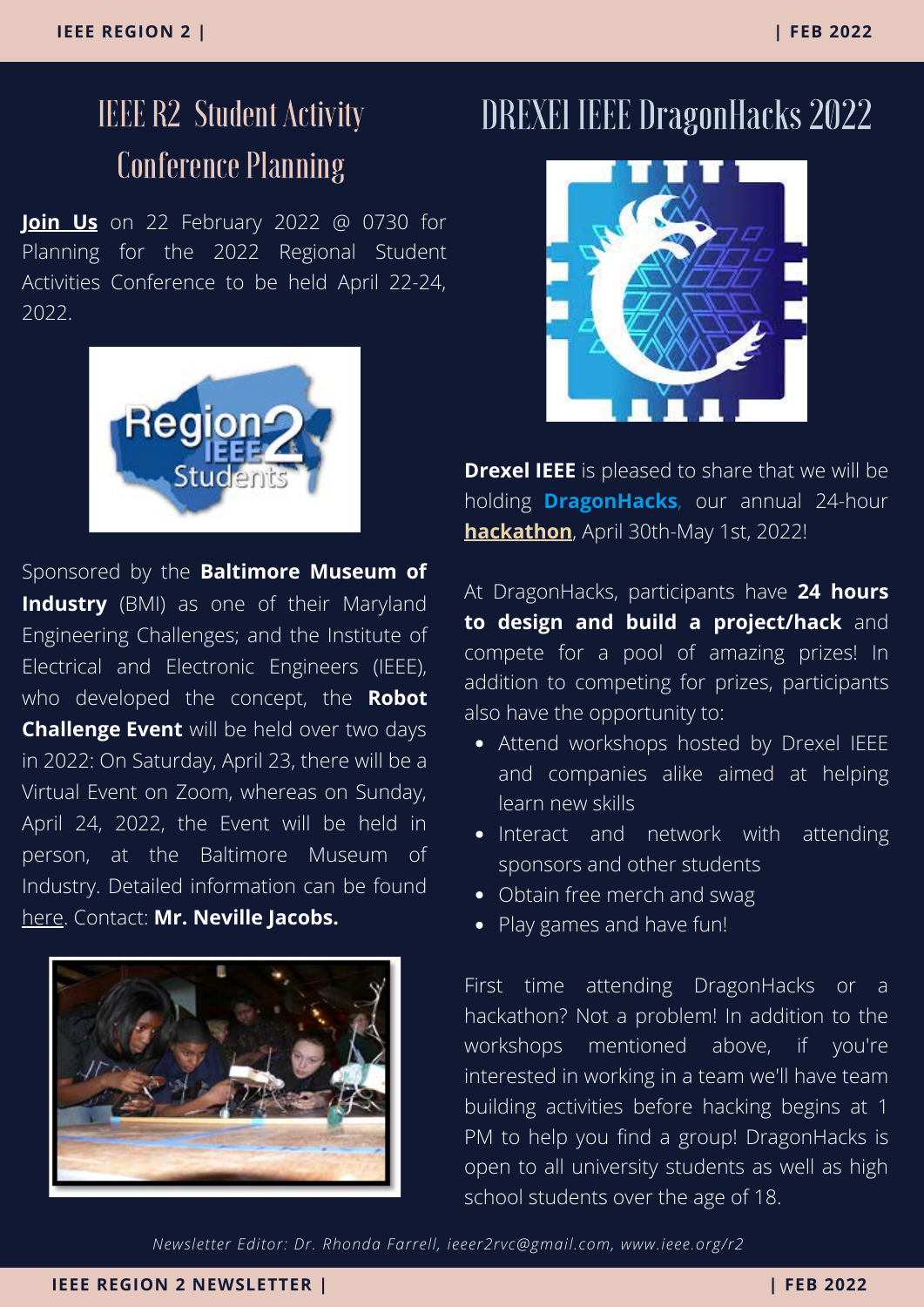## IEEE R2 Student Activity Conference Planning

**Join Us** on 22 February 2022 @ 0730 for Planning for the 2022 Regional Student Activities Conference to be held April 22-24, 2022.

Sponsored by the **Baltimore Museum of Industry** (BMI) as one of their Maryland Engineering Challenges; and the Institute of Electrical and Electronic Engineers (IEEE), who developed the concept, the **Robot Challenge Event** will be held over two days in 2022: On Saturday, April 23, there will be a Virtual Event on Zoom, whereas on Sunday, April 24, 2022, the Event will be held in person, at the Baltimore Museum of Industry. Detailed information can be found here. Contact: **Mr. Neville Jacobs.**

## DREXEL IEEE DragonHacks 2022

**Drexel IEEE** is pleased to share that we will be holding **DragonHacks**, our annual 24-hour **hackathon**, April 30th-May 1st, 2022!

At DragonHacks, participants have **24 hours to design and build a project/hack** and compete for a pool of amazing prizes! In addition to competing for prizes, participants also have the opportunity to:

- Attend workshops hosted by Drexel IEEE and companies alike aimed at helping learn new skills
- Interact and network with attending sponsors and other students
- Obtain free merch and swag
- Play games and have fun!

First time attending DragonHacks or a hackathon? Not a problem! In addition to the workshops mentioned above, if you're interested in working in a team we'll have team building activities before hacking begins at 1 PM to help you find a group! DragonHacks is open to all university students as well as high school students over the age of 18.

*Newsletter Editor: Dr. Rhonda Farrell, ieeer2rvc@gmail.com, www.ieee.org/r2*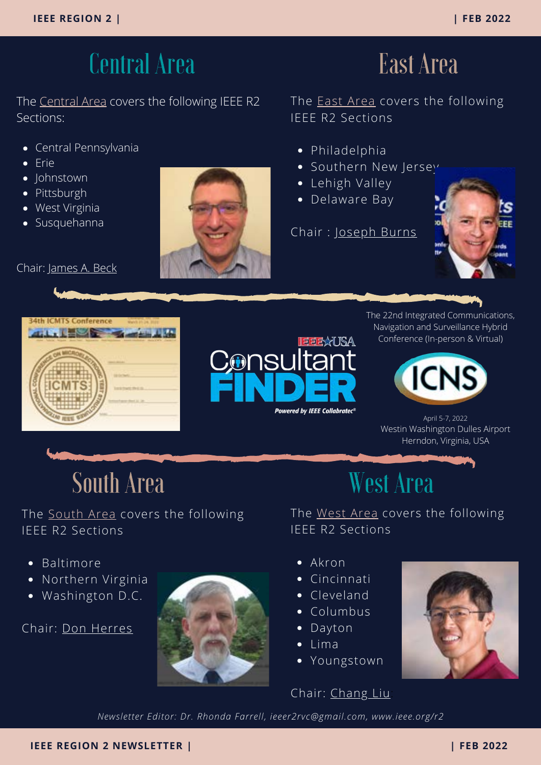## Central Area

The Central Area covers the following IEEE R2 Sections:

- Central Pennsylvania
- Erie
- Johnstown
- Pittsburgh
- West Virginia
- Susquehanna

Chair: James A. Beck

## East Area

The East Area covers the following IEEE R2 Sections

- Philadelphia
- Southern New Jersey
- Lehigh Valley
- Delaware Bay

Chair : Joseph Burns

The 22nd Integrated Communications, Navigation and Surveillance Hybrid Conference (In-person & Virtual)

April 5-7, 2022
Westin Washington Dulles Airport
Herndon, Virginia, USA

## South Area

The South Area covers the following IEEE R2 Sections

- Baltimore
- Northern Virginia
- Washington D.C.

Chair: Don Herres

## West Area

The West Area covers the following IEEE R2 Sections

- Akron
- Cincinnati
- Cleveland
- Columbus
- Dayton
- Lima
- Youngstown

Chair: Chang Liu

*Newsletter Editor: Dr. Rhonda Farrell, ieeer2rvc@gmail.com, www.ieee.org/r2*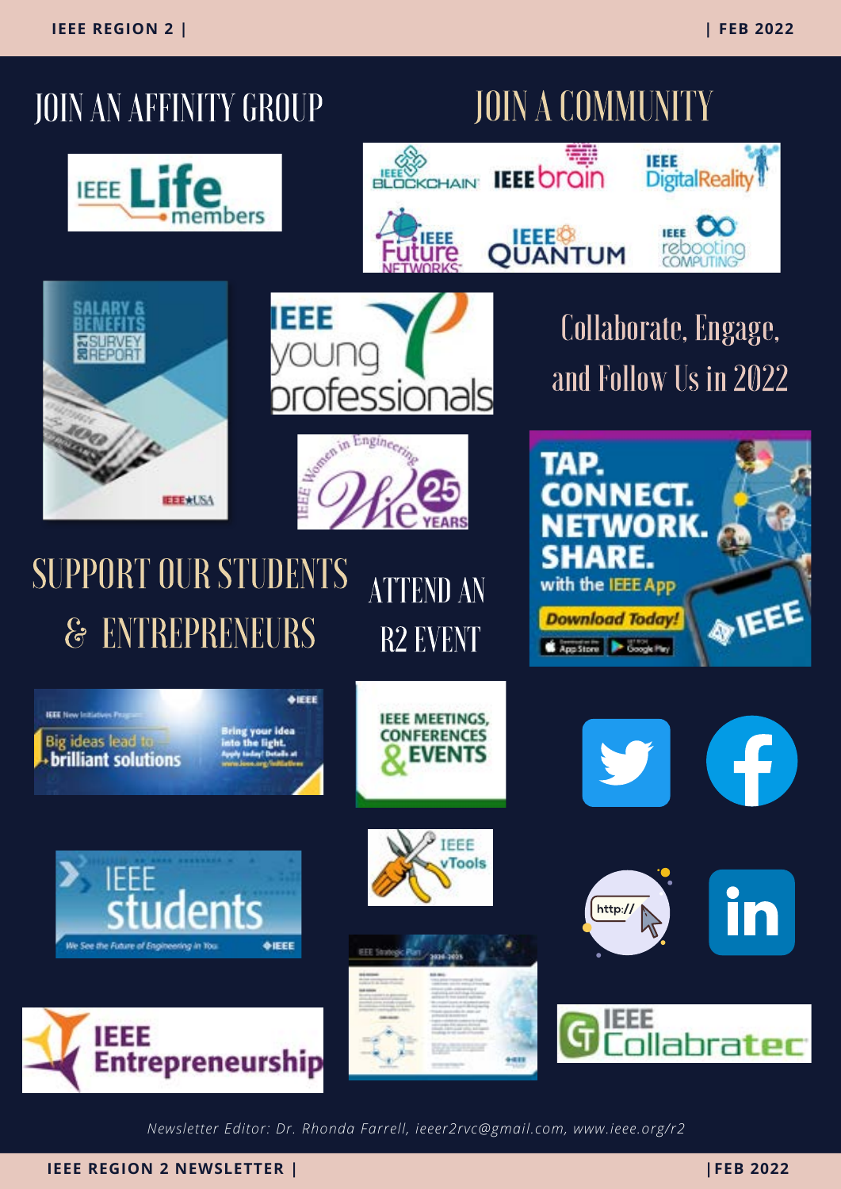# JOIN AN AFFINITY GROUP

# JOIN A COMMUNITY

Collaborate, Engage, and Follow Us in 2022

# SUPPORT OUR STUDENTS & ENTREPRENEURS

# ATTEND AN R2 EVENT

*Newsletter Editor: Dr. Rhonda Farrell, ieeer2rvc@gmail.com, www.ieee.org/r2*